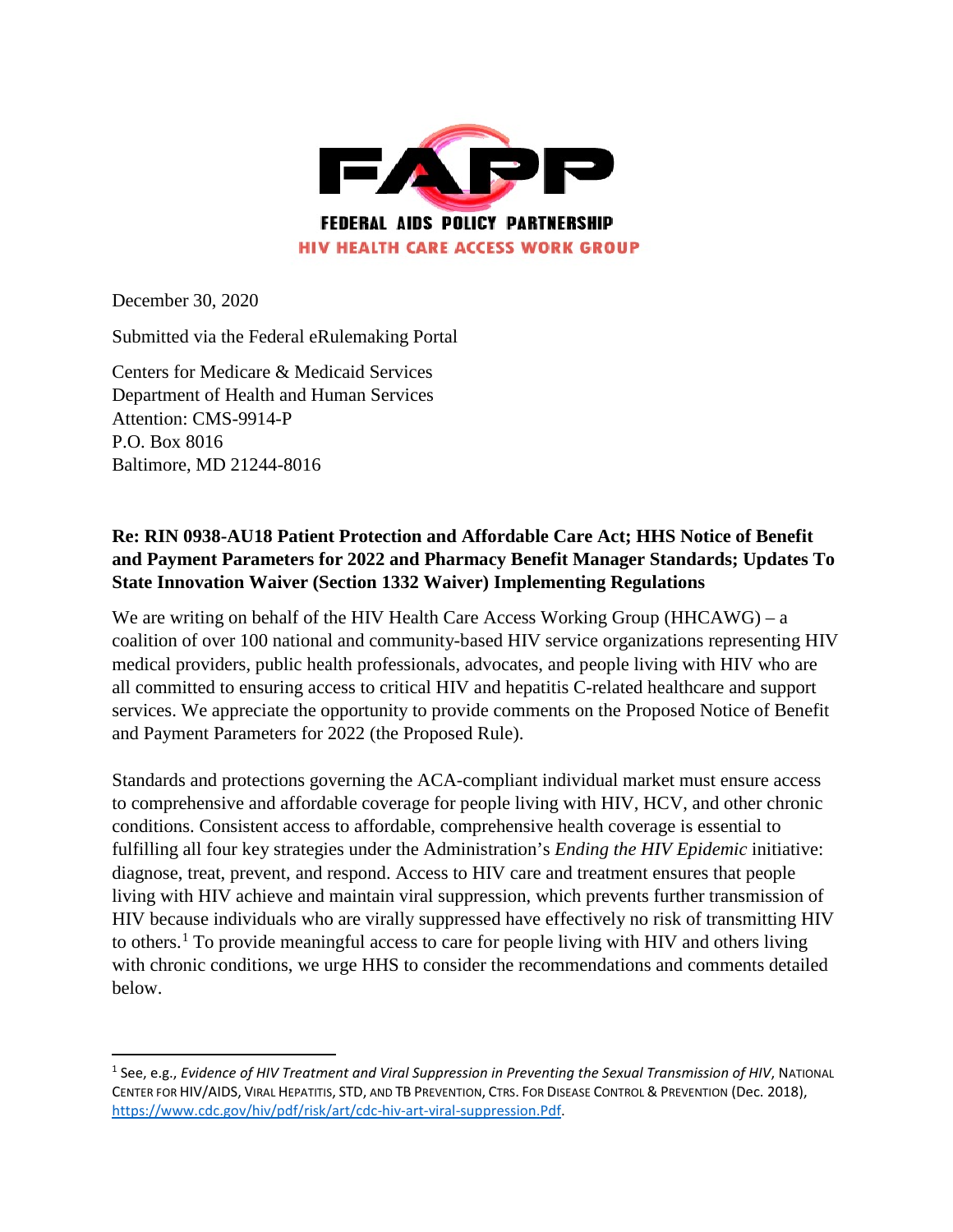FAPP

FEDERAL AIDS POLICY PARTNERSHIP

HIV HEALTH CARE ACCESS WORK GROUP

December 30, 2020

Submitted via the Federal eRulemaking Portal

Centers for Medicare & Medicaid Services
Department of Health and Human Services
Attention: CMS-9914-P
P.O. Box 8016
Baltimore, MD 21244-8016

**Re: RIN 0938-AU18 Patient Protection and Affordable Care Act; HHS Notice of Benefit and Payment Parameters for 2022 and Pharmacy Benefit Manager Standards; Updates To State Innovation Waiver (Section 1332 Waiver) Implementing Regulations**

We are writing on behalf of the HIV Health Care Access Working Group (HHCAWG) – a coalition of over 100 national and community-based HIV service organizations representing HIV medical providers, public health professionals, advocates, and people living with HIV who are all committed to ensuring access to critical HIV and hepatitis C-related healthcare and support services. We appreciate the opportunity to provide comments on the Proposed Notice of Benefit and Payment Parameters for 2022 (the Proposed Rule).

Standards and protections governing the ACA-compliant individual market must ensure access to comprehensive and affordable coverage for people living with HIV, HCV, and other chronic conditions. Consistent access to affordable, comprehensive health coverage is essential to fulfilling all four key strategies under the Administration's *Ending the HIV Epidemic* initiative: diagnose, treat, prevent, and respond. Access to HIV care and treatment ensures that people living with HIV achieve and maintain viral suppression, which prevents further transmission of HIV because individuals who are virally suppressed have effectively no risk of transmitting HIV to others.[1] To provide meaningful access to care for people living with HIV and others living with chronic conditions, we urge HHS to consider the recommendations and comments detailed below.

---

[1] See, e.g., *Evidence of HIV Treatment and Viral Suppression in Preventing the Sexual Transmission of HIV*, NATIONAL CENTER FOR HIV/AIDS, VIRAL HEPATITIS, STD, AND TB PREVENTION, CTRS. FOR DISEASE CONTROL & PREVENTION (Dec. 2018), https://www.cdc.gov/hiv/pdf/risk/art/cdc-hiv-art-viral-suppression.Pdf.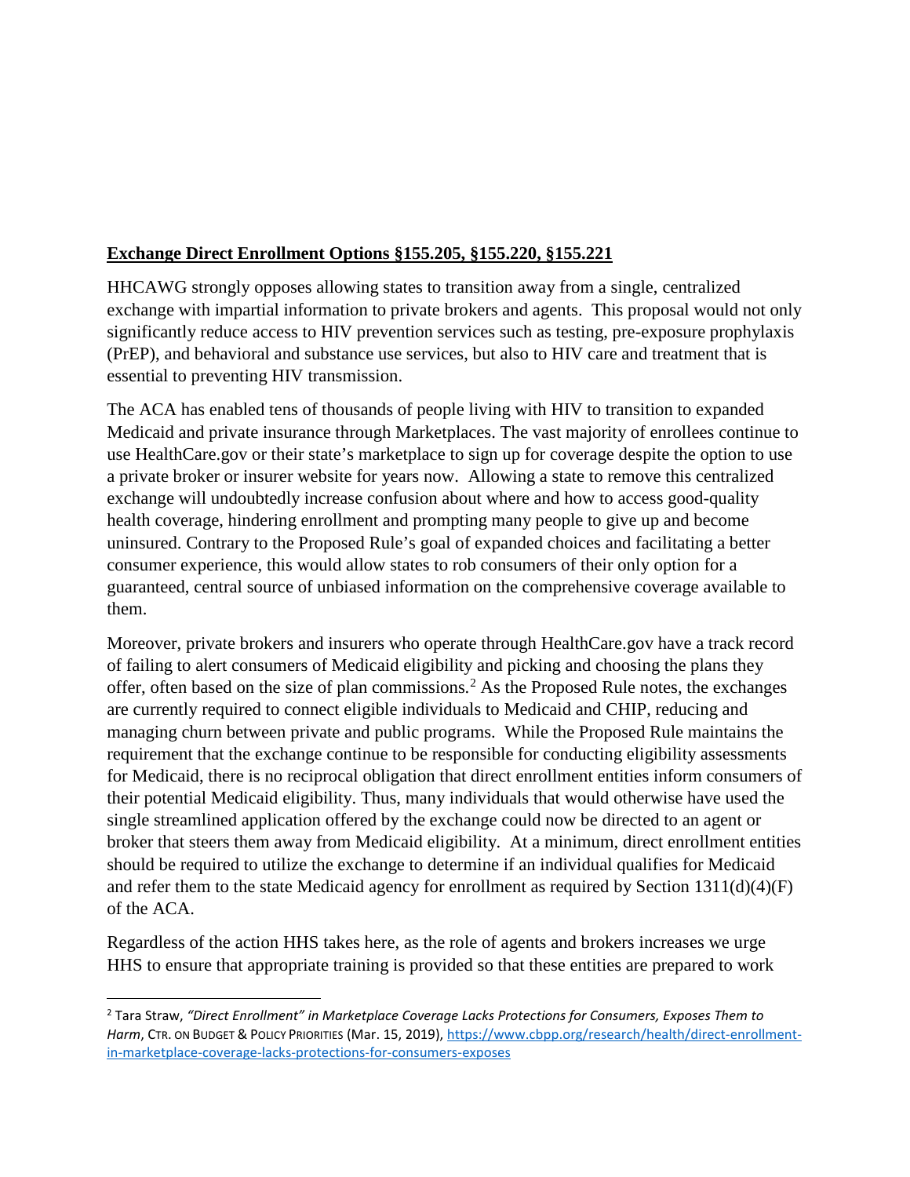**<u>Exchange Direct Enrollment Options §155.205, §155.220, §155.221</u>**

HHCAWG strongly opposes allowing states to transition away from a single, centralized exchange with impartial information to private brokers and agents. This proposal would not only significantly reduce access to HIV prevention services such as testing, pre-exposure prophylaxis (PrEP), and behavioral and substance use services, but also to HIV care and treatment that is essential to preventing HIV transmission.

The ACA has enabled tens of thousands of people living with HIV to transition to expanded Medicaid and private insurance through Marketplaces. The vast majority of enrollees continue to use HealthCare.gov or their state's marketplace to sign up for coverage despite the option to use a private broker or insurer website for years now. Allowing a state to remove this centralized exchange will undoubtedly increase confusion about where and how to access good-quality health coverage, hindering enrollment and prompting many people to give up and become uninsured. Contrary to the Proposed Rule's goal of expanded choices and facilitating a better consumer experience, this would allow states to rob consumers of their only option for a guaranteed, central source of unbiased information on the comprehensive coverage available to them.

Moreover, private brokers and insurers who operate through HealthCare.gov have a track record of failing to alert consumers of Medicaid eligibility and picking and choosing the plans they offer, often based on the size of plan commissions.[2] As the Proposed Rule notes, the exchanges are currently required to connect eligible individuals to Medicaid and CHIP, reducing and managing churn between private and public programs. While the Proposed Rule maintains the requirement that the exchange continue to be responsible for conducting eligibility assessments for Medicaid, there is no reciprocal obligation that direct enrollment entities inform consumers of their potential Medicaid eligibility. Thus, many individuals that would otherwise have used the single streamlined application offered by the exchange could now be directed to an agent or broker that steers them away from Medicaid eligibility. At a minimum, direct enrollment entities should be required to utilize the exchange to determine if an individual qualifies for Medicaid and refer them to the state Medicaid agency for enrollment as required by Section 1311(d)(4)(F) of the ACA.

Regardless of the action HHS takes here, as the role of agents and brokers increases we urge HHS to ensure that appropriate training is provided so that these entities are prepared to work

---

[2] Tara Straw, *"Direct Enrollment" in Marketplace Coverage Lacks Protections for Consumers, Exposes Them to Harm*, CTR. ON BUDGET & POLICY PRIORITIES (Mar. 15, 2019), https://www.cbpp.org/research/health/direct-enrollment-in-marketplace-coverage-lacks-protections-for-consumers-exposes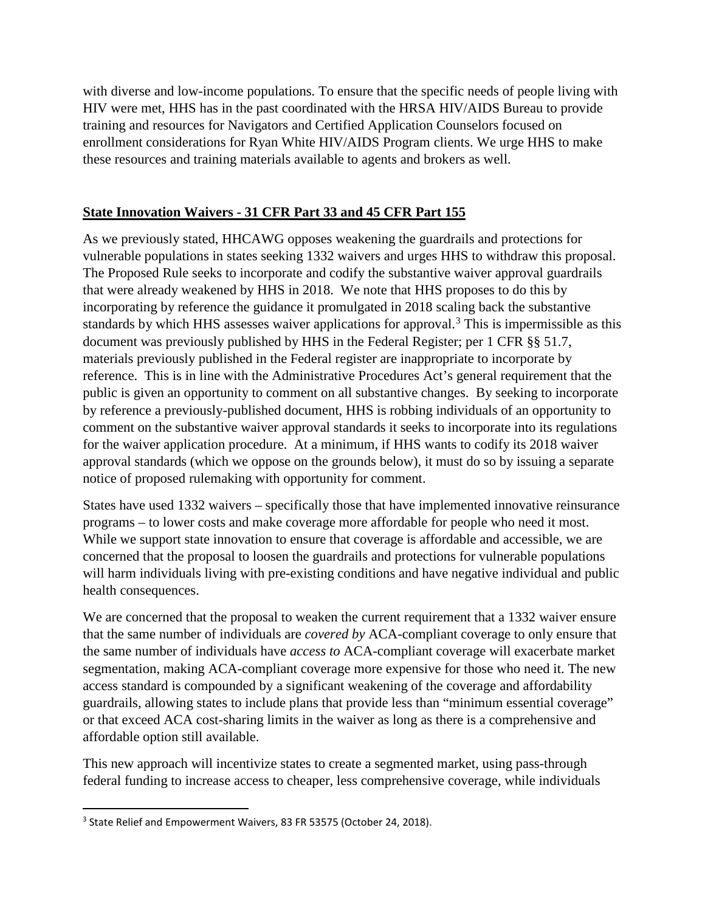with diverse and low-income populations. To ensure that the specific needs of people living with HIV were met, HHS has in the past coordinated with the HRSA HIV/AIDS Bureau to provide training and resources for Navigators and Certified Application Counselors focused on enrollment considerations for Ryan White HIV/AIDS Program clients. We urge HHS to make these resources and training materials available to agents and brokers as well.

**State Innovation Waivers - 31 CFR Part 33 and 45 CFR Part 155**

As we previously stated, HHCAWG opposes weakening the guardrails and protections for vulnerable populations in states seeking 1332 waivers and urges HHS to withdraw this proposal. The Proposed Rule seeks to incorporate and codify the substantive waiver approval guardrails that were already weakened by HHS in 2018. We note that HHS proposes to do this by incorporating by reference the guidance it promulgated in 2018 scaling back the substantive standards by which HHS assesses waiver applications for approval.[3] This is impermissible as this document was previously published by HHS in the Federal Register; per 1 CFR §§ 51.7, materials previously published in the Federal register are inappropriate to incorporate by reference. This is in line with the Administrative Procedures Act's general requirement that the public is given an opportunity to comment on all substantive changes. By seeking to incorporate by reference a previously-published document, HHS is robbing individuals of an opportunity to comment on the substantive waiver approval standards it seeks to incorporate into its regulations for the waiver application procedure. At a minimum, if HHS wants to codify its 2018 waiver approval standards (which we oppose on the grounds below), it must do so by issuing a separate notice of proposed rulemaking with opportunity for comment.

States have used 1332 waivers – specifically those that have implemented innovative reinsurance programs – to lower costs and make coverage more affordable for people who need it most. While we support state innovation to ensure that coverage is affordable and accessible, we are concerned that the proposal to loosen the guardrails and protections for vulnerable populations will harm individuals living with pre-existing conditions and have negative individual and public health consequences.

We are concerned that the proposal to weaken the current requirement that a 1332 waiver ensure that the same number of individuals are *covered by* ACA-compliant coverage to only ensure that the same number of individuals have *access to* ACA-compliant coverage will exacerbate market segmentation, making ACA-compliant coverage more expensive for those who need it. The new access standard is compounded by a significant weakening of the coverage and affordability guardrails, allowing states to include plans that provide less than "minimum essential coverage" or that exceed ACA cost-sharing limits in the waiver as long as there is a comprehensive and affordable option still available.

This new approach will incentivize states to create a segmented market, using pass-through federal funding to increase access to cheaper, less comprehensive coverage, while individuals

[3] State Relief and Empowerment Waivers, 83 FR 53575 (October 24, 2018).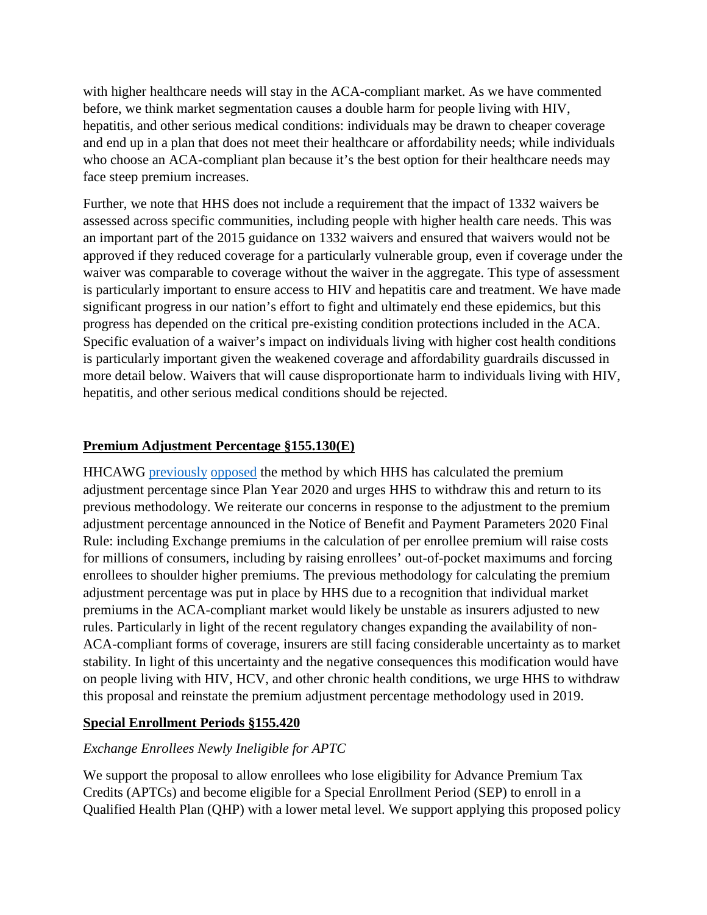with higher healthcare needs will stay in the ACA-compliant market. As we have commented before, we think market segmentation causes a double harm for people living with HIV, hepatitis, and other serious medical conditions: individuals may be drawn to cheaper coverage and end up in a plan that does not meet their healthcare or affordability needs; while individuals who choose an ACA-compliant plan because it's the best option for their healthcare needs may face steep premium increases.

Further, we note that HHS does not include a requirement that the impact of 1332 waivers be assessed across specific communities, including people with higher health care needs. This was an important part of the 2015 guidance on 1332 waivers and ensured that waivers would not be approved if they reduced coverage for a particularly vulnerable group, even if coverage under the waiver was comparable to coverage without the waiver in the aggregate. This type of assessment is particularly important to ensure access to HIV and hepatitis care and treatment. We have made significant progress in our nation's effort to fight and ultimately end these epidemics, but this progress has depended on the critical pre-existing condition protections included in the ACA. Specific evaluation of a waiver's impact on individuals living with higher cost health conditions is particularly important given the weakened coverage and affordability guardrails discussed in more detail below. Waivers that will cause disproportionate harm to individuals living with HIV, hepatitis, and other serious medical conditions should be rejected.

## Premium Adjustment Percentage §155.130(E)

HHCAWG previously opposed the method by which HHS has calculated the premium adjustment percentage since Plan Year 2020 and urges HHS to withdraw this and return to its previous methodology. We reiterate our concerns in response to the adjustment to the premium adjustment percentage announced in the Notice of Benefit and Payment Parameters 2020 Final Rule: including Exchange premiums in the calculation of per enrollee premium will raise costs for millions of consumers, including by raising enrollees' out-of-pocket maximums and forcing enrollees to shoulder higher premiums. The previous methodology for calculating the premium adjustment percentage was put in place by HHS due to a recognition that individual market premiums in the ACA-compliant market would likely be unstable as insurers adjusted to new rules. Particularly in light of the recent regulatory changes expanding the availability of non-ACA-compliant forms of coverage, insurers are still facing considerable uncertainty as to market stability. In light of this uncertainty and the negative consequences this modification would have on people living with HIV, HCV, and other chronic health conditions, we urge HHS to withdraw this proposal and reinstate the premium adjustment percentage methodology used in 2019.

## Special Enrollment Periods §155.420

*Exchange Enrollees Newly Ineligible for APTC*

We support the proposal to allow enrollees who lose eligibility for Advance Premium Tax Credits (APTCs) and become eligible for a Special Enrollment Period (SEP) to enroll in a Qualified Health Plan (QHP) with a lower metal level. We support applying this proposed policy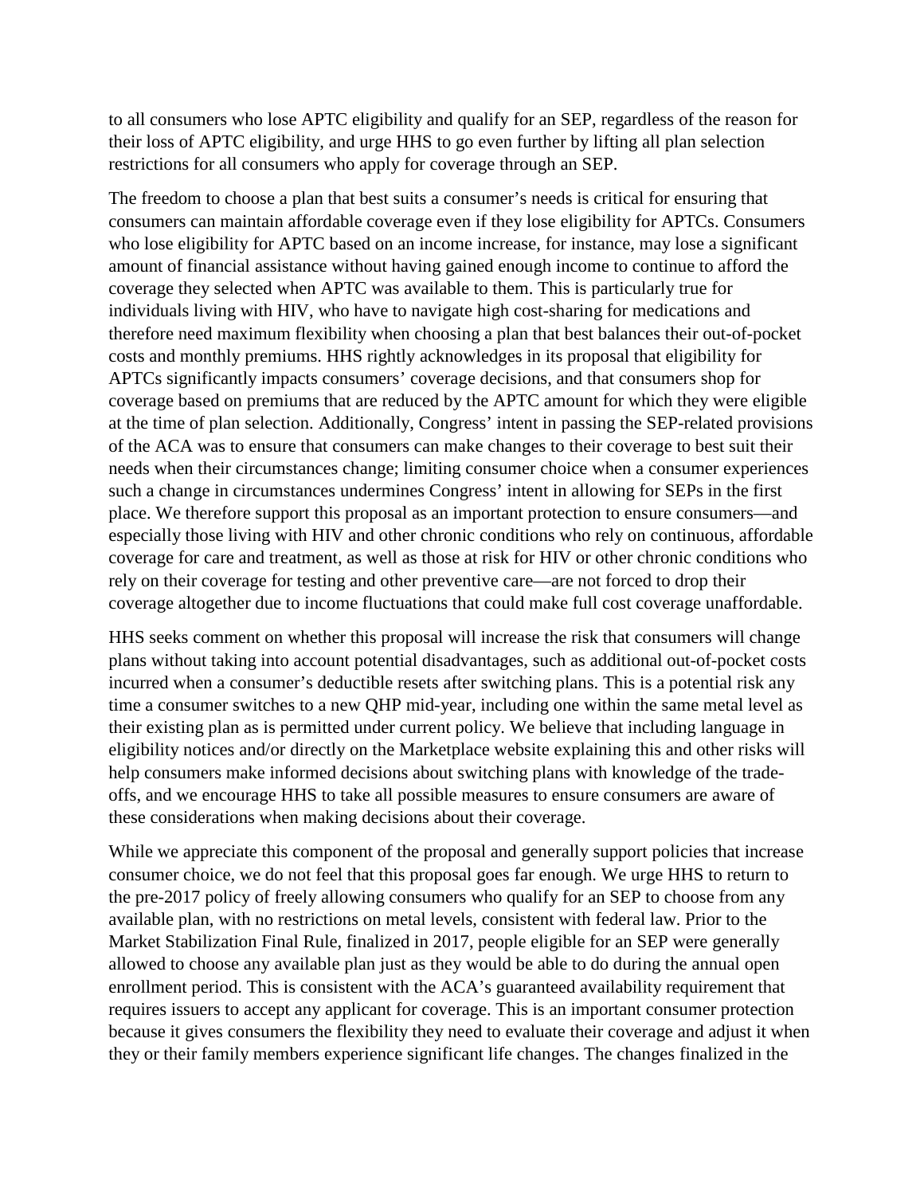to all consumers who lose APTC eligibility and qualify for an SEP, regardless of the reason for their loss of APTC eligibility, and urge HHS to go even further by lifting all plan selection restrictions for all consumers who apply for coverage through an SEP.

The freedom to choose a plan that best suits a consumer's needs is critical for ensuring that consumers can maintain affordable coverage even if they lose eligibility for APTCs. Consumers who lose eligibility for APTC based on an income increase, for instance, may lose a significant amount of financial assistance without having gained enough income to continue to afford the coverage they selected when APTC was available to them. This is particularly true for individuals living with HIV, who have to navigate high cost-sharing for medications and therefore need maximum flexibility when choosing a plan that best balances their out-of-pocket costs and monthly premiums. HHS rightly acknowledges in its proposal that eligibility for APTCs significantly impacts consumers' coverage decisions, and that consumers shop for coverage based on premiums that are reduced by the APTC amount for which they were eligible at the time of plan selection. Additionally, Congress' intent in passing the SEP-related provisions of the ACA was to ensure that consumers can make changes to their coverage to best suit their needs when their circumstances change; limiting consumer choice when a consumer experiences such a change in circumstances undermines Congress' intent in allowing for SEPs in the first place. We therefore support this proposal as an important protection to ensure consumers—and especially those living with HIV and other chronic conditions who rely on continuous, affordable coverage for care and treatment, as well as those at risk for HIV or other chronic conditions who rely on their coverage for testing and other preventive care—are not forced to drop their coverage altogether due to income fluctuations that could make full cost coverage unaffordable.

HHS seeks comment on whether this proposal will increase the risk that consumers will change plans without taking into account potential disadvantages, such as additional out-of-pocket costs incurred when a consumer's deductible resets after switching plans. This is a potential risk any time a consumer switches to a new QHP mid-year, including one within the same metal level as their existing plan as is permitted under current policy. We believe that including language in eligibility notices and/or directly on the Marketplace website explaining this and other risks will help consumers make informed decisions about switching plans with knowledge of the trade-offs, and we encourage HHS to take all possible measures to ensure consumers are aware of these considerations when making decisions about their coverage.

While we appreciate this component of the proposal and generally support policies that increase consumer choice, we do not feel that this proposal goes far enough. We urge HHS to return to the pre-2017 policy of freely allowing consumers who qualify for an SEP to choose from any available plan, with no restrictions on metal levels, consistent with federal law. Prior to the Market Stabilization Final Rule, finalized in 2017, people eligible for an SEP were generally allowed to choose any available plan just as they would be able to do during the annual open enrollment period. This is consistent with the ACA's guaranteed availability requirement that requires issuers to accept any applicant for coverage. This is an important consumer protection because it gives consumers the flexibility they need to evaluate their coverage and adjust it when they or their family members experience significant life changes. The changes finalized in the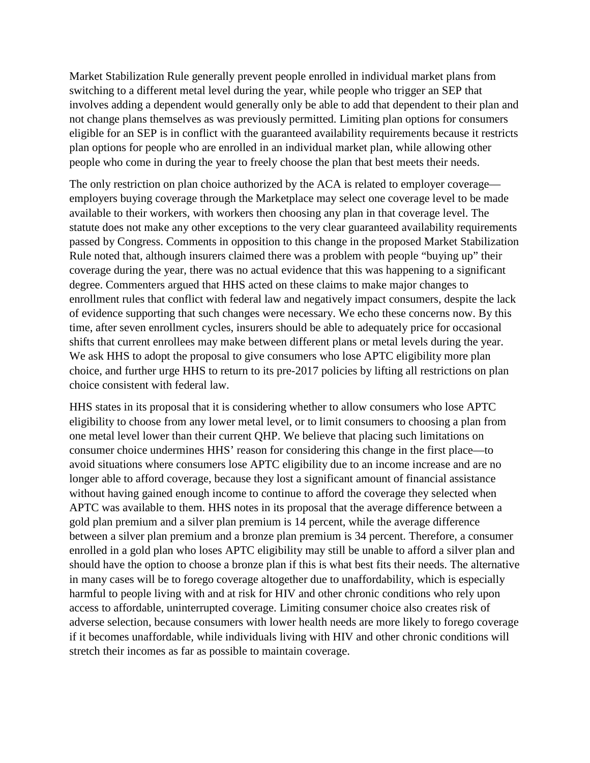Market Stabilization Rule generally prevent people enrolled in individual market plans from switching to a different metal level during the year, while people who trigger an SEP that involves adding a dependent would generally only be able to add that dependent to their plan and not change plans themselves as was previously permitted. Limiting plan options for consumers eligible for an SEP is in conflict with the guaranteed availability requirements because it restricts plan options for people who are enrolled in an individual market plan, while allowing other people who come in during the year to freely choose the plan that best meets their needs.

The only restriction on plan choice authorized by the ACA is related to employer coverage—employers buying coverage through the Marketplace may select one coverage level to be made available to their workers, with workers then choosing any plan in that coverage level. The statute does not make any other exceptions to the very clear guaranteed availability requirements passed by Congress. Comments in opposition to this change in the proposed Market Stabilization Rule noted that, although insurers claimed there was a problem with people "buying up" their coverage during the year, there was no actual evidence that this was happening to a significant degree. Commenters argued that HHS acted on these claims to make major changes to enrollment rules that conflict with federal law and negatively impact consumers, despite the lack of evidence supporting that such changes were necessary. We echo these concerns now. By this time, after seven enrollment cycles, insurers should be able to adequately price for occasional shifts that current enrollees may make between different plans or metal levels during the year. We ask HHS to adopt the proposal to give consumers who lose APTC eligibility more plan choice, and further urge HHS to return to its pre-2017 policies by lifting all restrictions on plan choice consistent with federal law.

HHS states in its proposal that it is considering whether to allow consumers who lose APTC eligibility to choose from any lower metal level, or to limit consumers to choosing a plan from one metal level lower than their current QHP. We believe that placing such limitations on consumer choice undermines HHS' reason for considering this change in the first place—to avoid situations where consumers lose APTC eligibility due to an income increase and are no longer able to afford coverage, because they lost a significant amount of financial assistance without having gained enough income to continue to afford the coverage they selected when APTC was available to them. HHS notes in its proposal that the average difference between a gold plan premium and a silver plan premium is 14 percent, while the average difference between a silver plan premium and a bronze plan premium is 34 percent. Therefore, a consumer enrolled in a gold plan who loses APTC eligibility may still be unable to afford a silver plan and should have the option to choose a bronze plan if this is what best fits their needs. The alternative in many cases will be to forego coverage altogether due to unaffordability, which is especially harmful to people living with and at risk for HIV and other chronic conditions who rely upon access to affordable, uninterrupted coverage. Limiting consumer choice also creates risk of adverse selection, because consumers with lower health needs are more likely to forego coverage if it becomes unaffordable, while individuals living with HIV and other chronic conditions will stretch their incomes as far as possible to maintain coverage.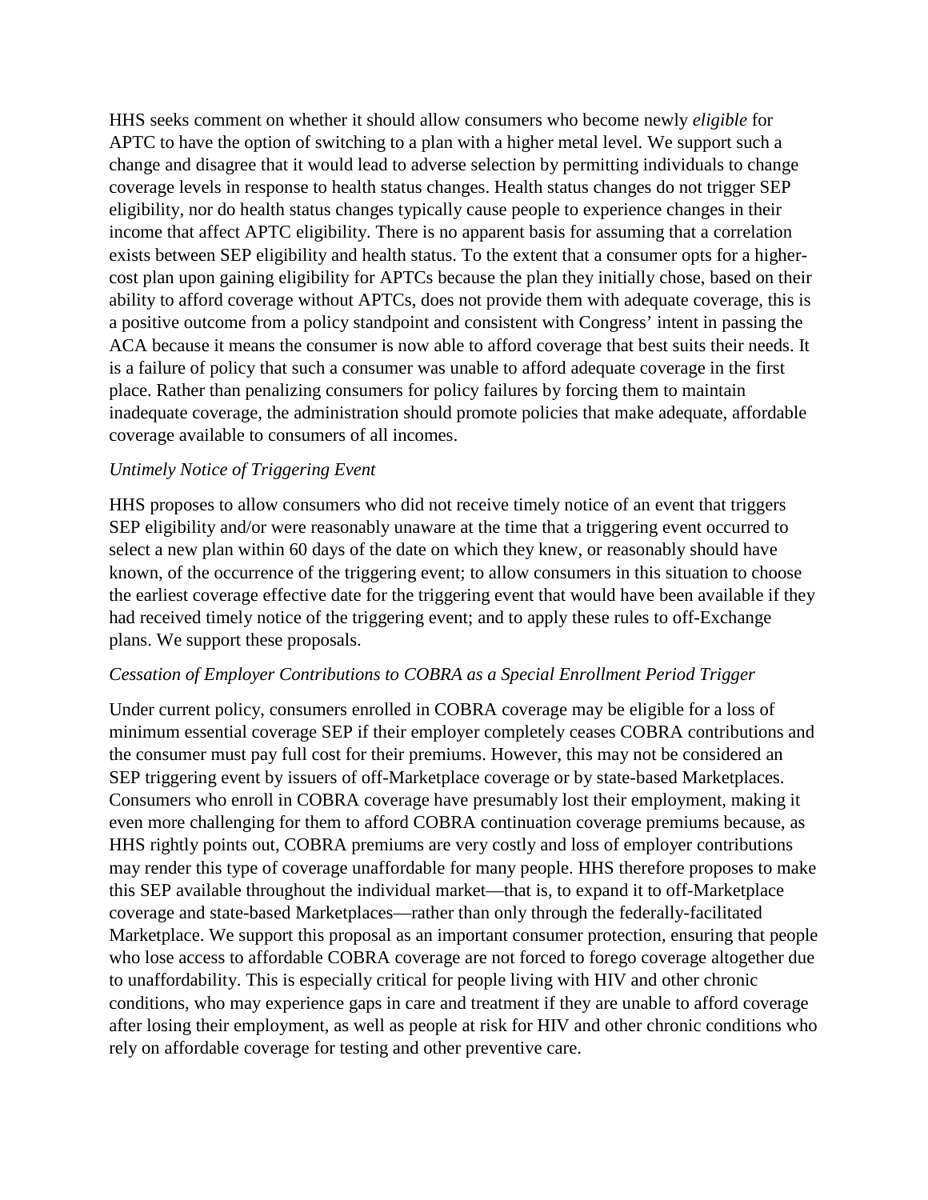HHS seeks comment on whether it should allow consumers who become newly *eligible* for APTC to have the option of switching to a plan with a higher metal level. We support such a change and disagree that it would lead to adverse selection by permitting individuals to change coverage levels in response to health status changes. Health status changes do not trigger SEP eligibility, nor do health status changes typically cause people to experience changes in their income that affect APTC eligibility. There is no apparent basis for assuming that a correlation exists between SEP eligibility and health status. To the extent that a consumer opts for a higher-cost plan upon gaining eligibility for APTCs because the plan they initially chose, based on their ability to afford coverage without APTCs, does not provide them with adequate coverage, this is a positive outcome from a policy standpoint and consistent with Congress' intent in passing the ACA because it means the consumer is now able to afford coverage that best suits their needs. It is a failure of policy that such a consumer was unable to afford adequate coverage in the first place. Rather than penalizing consumers for policy failures by forcing them to maintain inadequate coverage, the administration should promote policies that make adequate, affordable coverage available to consumers of all incomes.

*Untimely Notice of Triggering Event*

HHS proposes to allow consumers who did not receive timely notice of an event that triggers SEP eligibility and/or were reasonably unaware at the time that a triggering event occurred to select a new plan within 60 days of the date on which they knew, or reasonably should have known, of the occurrence of the triggering event; to allow consumers in this situation to choose the earliest coverage effective date for the triggering event that would have been available if they had received timely notice of the triggering event; and to apply these rules to off-Exchange plans. We support these proposals.

*Cessation of Employer Contributions to COBRA as a Special Enrollment Period Trigger*

Under current policy, consumers enrolled in COBRA coverage may be eligible for a loss of minimum essential coverage SEP if their employer completely ceases COBRA contributions and the consumer must pay full cost for their premiums. However, this may not be considered an SEP triggering event by issuers of off-Marketplace coverage or by state-based Marketplaces. Consumers who enroll in COBRA coverage have presumably lost their employment, making it even more challenging for them to afford COBRA continuation coverage premiums because, as HHS rightly points out, COBRA premiums are very costly and loss of employer contributions may render this type of coverage unaffordable for many people. HHS therefore proposes to make this SEP available throughout the individual market—that is, to expand it to off-Marketplace coverage and state-based Marketplaces—rather than only through the federally-facilitated Marketplace. We support this proposal as an important consumer protection, ensuring that people who lose access to affordable COBRA coverage are not forced to forego coverage altogether due to unaffordability. This is especially critical for people living with HIV and other chronic conditions, who may experience gaps in care and treatment if they are unable to afford coverage after losing their employment, as well as people at risk for HIV and other chronic conditions who rely on affordable coverage for testing and other preventive care.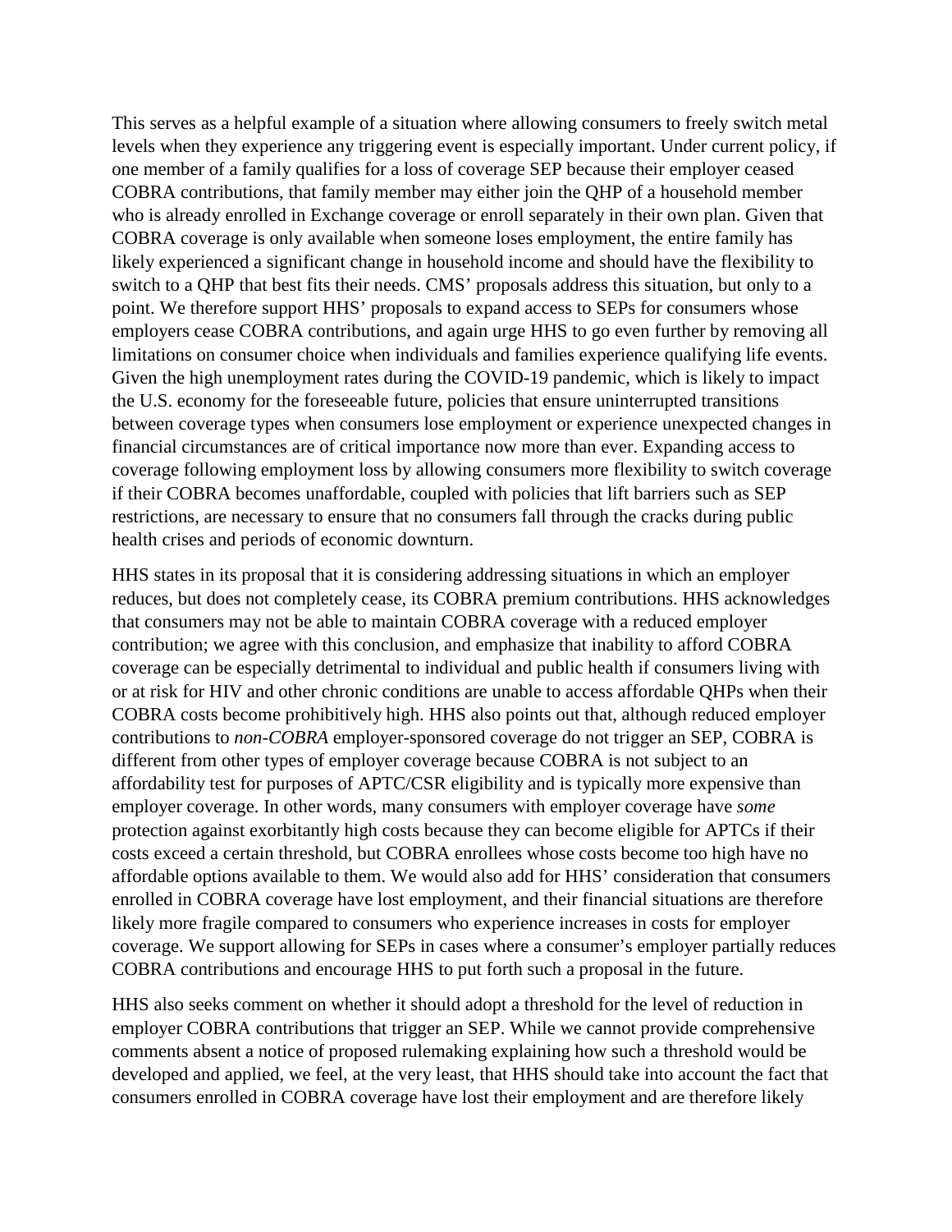This serves as a helpful example of a situation where allowing consumers to freely switch metal levels when they experience any triggering event is especially important. Under current policy, if one member of a family qualifies for a loss of coverage SEP because their employer ceased COBRA contributions, that family member may either join the QHP of a household member who is already enrolled in Exchange coverage or enroll separately in their own plan. Given that COBRA coverage is only available when someone loses employment, the entire family has likely experienced a significant change in household income and should have the flexibility to switch to a QHP that best fits their needs. CMS' proposals address this situation, but only to a point. We therefore support HHS' proposals to expand access to SEPs for consumers whose employers cease COBRA contributions, and again urge HHS to go even further by removing all limitations on consumer choice when individuals and families experience qualifying life events. Given the high unemployment rates during the COVID-19 pandemic, which is likely to impact the U.S. economy for the foreseeable future, policies that ensure uninterrupted transitions between coverage types when consumers lose employment or experience unexpected changes in financial circumstances are of critical importance now more than ever. Expanding access to coverage following employment loss by allowing consumers more flexibility to switch coverage if their COBRA becomes unaffordable, coupled with policies that lift barriers such as SEP restrictions, are necessary to ensure that no consumers fall through the cracks during public health crises and periods of economic downturn.

HHS states in its proposal that it is considering addressing situations in which an employer reduces, but does not completely cease, its COBRA premium contributions. HHS acknowledges that consumers may not be able to maintain COBRA coverage with a reduced employer contribution; we agree with this conclusion, and emphasize that inability to afford COBRA coverage can be especially detrimental to individual and public health if consumers living with or at risk for HIV and other chronic conditions are unable to access affordable QHPs when their COBRA costs become prohibitively high. HHS also points out that, although reduced employer contributions to *non-COBRA* employer-sponsored coverage do not trigger an SEP, COBRA is different from other types of employer coverage because COBRA is not subject to an affordability test for purposes of APTC/CSR eligibility and is typically more expensive than employer coverage. In other words, many consumers with employer coverage have *some* protection against exorbitantly high costs because they can become eligible for APTCs if their costs exceed a certain threshold, but COBRA enrollees whose costs become too high have no affordable options available to them. We would also add for HHS' consideration that consumers enrolled in COBRA coverage have lost employment, and their financial situations are therefore likely more fragile compared to consumers who experience increases in costs for employer coverage. We support allowing for SEPs in cases where a consumer's employer partially reduces COBRA contributions and encourage HHS to put forth such a proposal in the future.

HHS also seeks comment on whether it should adopt a threshold for the level of reduction in employer COBRA contributions that trigger an SEP. While we cannot provide comprehensive comments absent a notice of proposed rulemaking explaining how such a threshold would be developed and applied, we feel, at the very least, that HHS should take into account the fact that consumers enrolled in COBRA coverage have lost their employment and are therefore likely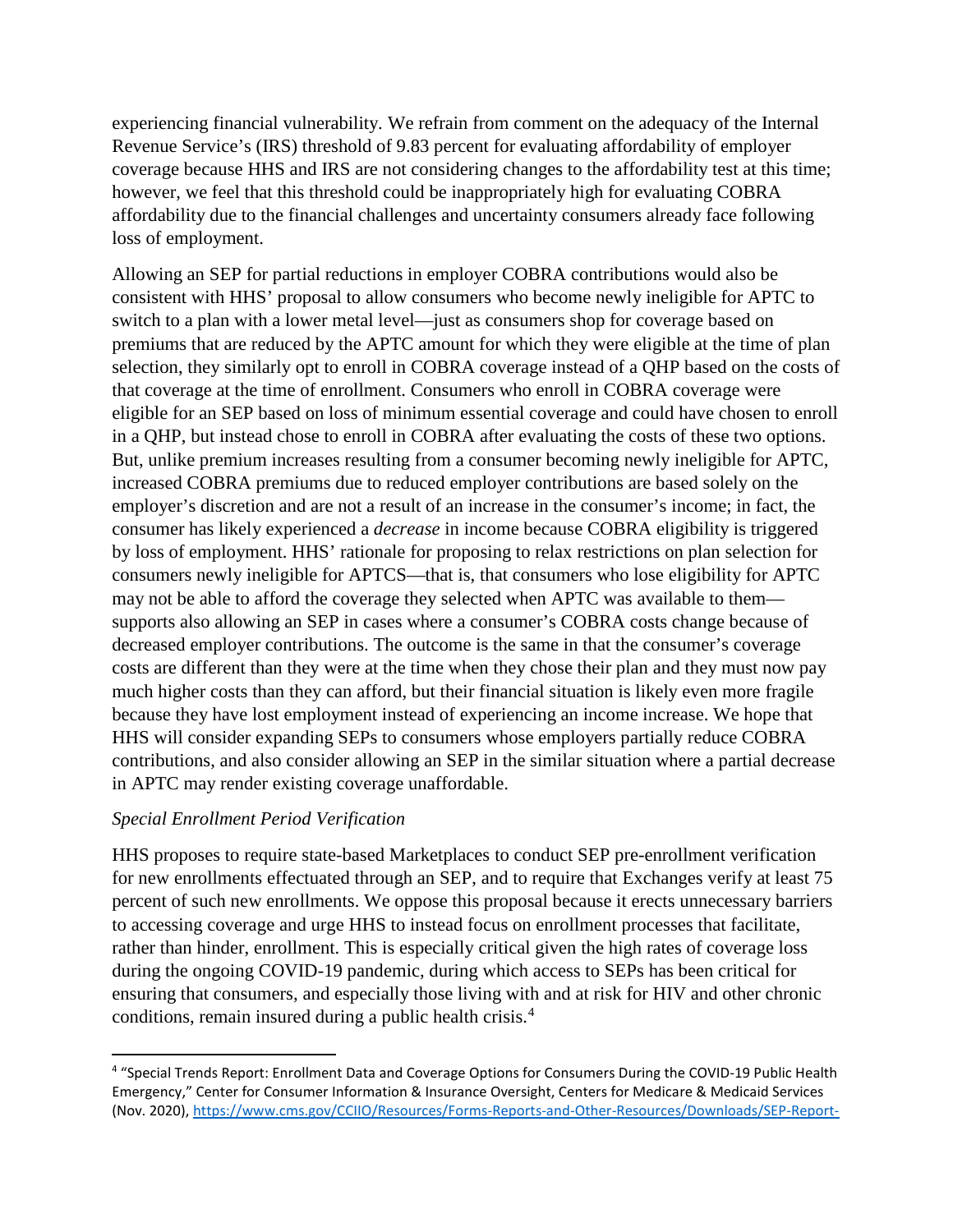experiencing financial vulnerability. We refrain from comment on the adequacy of the Internal Revenue Service's (IRS) threshold of 9.83 percent for evaluating affordability of employer coverage because HHS and IRS are not considering changes to the affordability test at this time; however, we feel that this threshold could be inappropriately high for evaluating COBRA affordability due to the financial challenges and uncertainty consumers already face following loss of employment.

Allowing an SEP for partial reductions in employer COBRA contributions would also be consistent with HHS' proposal to allow consumers who become newly ineligible for APTC to switch to a plan with a lower metal level—just as consumers shop for coverage based on premiums that are reduced by the APTC amount for which they were eligible at the time of plan selection, they similarly opt to enroll in COBRA coverage instead of a QHP based on the costs of that coverage at the time of enrollment. Consumers who enroll in COBRA coverage were eligible for an SEP based on loss of minimum essential coverage and could have chosen to enroll in a QHP, but instead chose to enroll in COBRA after evaluating the costs of these two options. But, unlike premium increases resulting from a consumer becoming newly ineligible for APTC, increased COBRA premiums due to reduced employer contributions are based solely on the employer's discretion and are not a result of an increase in the consumer's income; in fact, the consumer has likely experienced a *decrease* in income because COBRA eligibility is triggered by loss of employment. HHS' rationale for proposing to relax restrictions on plan selection for consumers newly ineligible for APTCS—that is, that consumers who lose eligibility for APTC may not be able to afford the coverage they selected when APTC was available to them—supports also allowing an SEP in cases where a consumer's COBRA costs change because of decreased employer contributions. The outcome is the same in that the consumer's coverage costs are different than they were at the time when they chose their plan and they must now pay much higher costs than they can afford, but their financial situation is likely even more fragile because they have lost employment instead of experiencing an income increase. We hope that HHS will consider expanding SEPs to consumers whose employers partially reduce COBRA contributions, and also consider allowing an SEP in the similar situation where a partial decrease in APTC may render existing coverage unaffordable.

*Special Enrollment Period Verification*

HHS proposes to require state-based Marketplaces to conduct SEP pre-enrollment verification for new enrollments effectuated through an SEP, and to require that Exchanges verify at least 75 percent of such new enrollments. We oppose this proposal because it erects unnecessary barriers to accessing coverage and urge HHS to instead focus on enrollment processes that facilitate, rather than hinder, enrollment. This is especially critical given the high rates of coverage loss during the ongoing COVID-19 pandemic, during which access to SEPs has been critical for ensuring that consumers, and especially those living with and at risk for HIV and other chronic conditions, remain insured during a public health crisis.[4]

[4] "Special Trends Report: Enrollment Data and Coverage Options for Consumers During the COVID-19 Public Health Emergency," Center for Consumer Information & Insurance Oversight, Centers for Medicare & Medicaid Services (Nov. 2020), https://www.cms.gov/CCIIO/Resources/Forms-Reports-and-Other-Resources/Downloads/SEP-Report-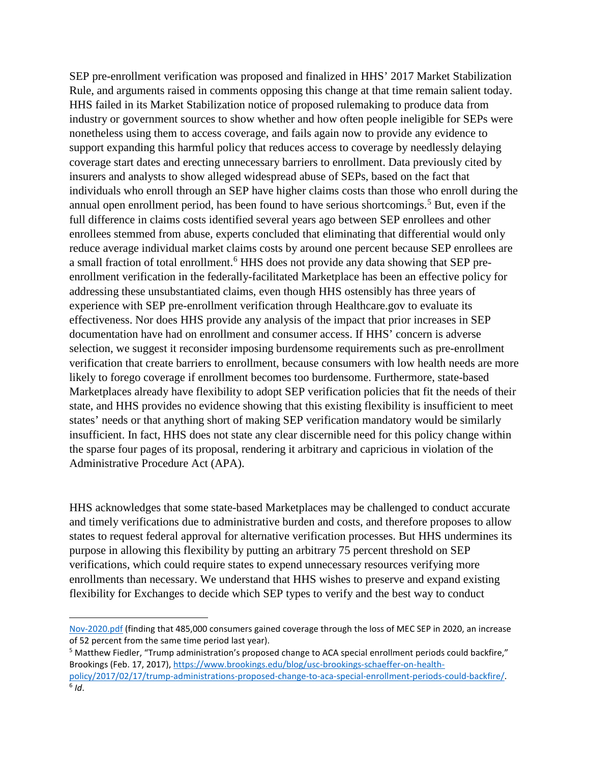SEP pre-enrollment verification was proposed and finalized in HHS' 2017 Market Stabilization Rule, and arguments raised in comments opposing this change at that time remain salient today. HHS failed in its Market Stabilization notice of proposed rulemaking to produce data from industry or government sources to show whether and how often people ineligible for SEPs were nonetheless using them to access coverage, and fails again now to provide any evidence to support expanding this harmful policy that reduces access to coverage by needlessly delaying coverage start dates and erecting unnecessary barriers to enrollment. Data previously cited by insurers and analysts to show alleged widespread abuse of SEPs, based on the fact that individuals who enroll through an SEP have higher claims costs than those who enroll during the annual open enrollment period, has been found to have serious shortcomings.[5] But, even if the full difference in claims costs identified several years ago between SEP enrollees and other enrollees stemmed from abuse, experts concluded that eliminating that differential would only reduce average individual market claims costs by around one percent because SEP enrollees are a small fraction of total enrollment.[6] HHS does not provide any data showing that SEP pre-enrollment verification in the federally-facilitated Marketplace has been an effective policy for addressing these unsubstantiated claims, even though HHS ostensibly has three years of experience with SEP pre-enrollment verification through Healthcare.gov to evaluate its effectiveness. Nor does HHS provide any analysis of the impact that prior increases in SEP documentation have had on enrollment and consumer access. If HHS' concern is adverse selection, we suggest it reconsider imposing burdensome requirements such as pre-enrollment verification that create barriers to enrollment, because consumers with low health needs are more likely to forego coverage if enrollment becomes too burdensome. Furthermore, state-based Marketplaces already have flexibility to adopt SEP verification policies that fit the needs of their state, and HHS provides no evidence showing that this existing flexibility is insufficient to meet states' needs or that anything short of making SEP verification mandatory would be similarly insufficient. In fact, HHS does not state any clear discernible need for this policy change within the sparse four pages of its proposal, rendering it arbitrary and capricious in violation of the Administrative Procedure Act (APA).

HHS acknowledges that some state-based Marketplaces may be challenged to conduct accurate and timely verifications due to administrative burden and costs, and therefore proposes to allow states to request federal approval for alternative verification processes. But HHS undermines its purpose in allowing this flexibility by putting an arbitrary 75 percent threshold on SEP verifications, which could require states to expend unnecessary resources verifying more enrollments than necessary. We understand that HHS wishes to preserve and expand existing flexibility for Exchanges to decide which SEP types to verify and the best way to conduct

---

Nov-2020.pdf (finding that 485,000 consumers gained coverage through the loss of MEC SEP in 2020, an increase of 52 percent from the same time period last year).

[5] Matthew Fiedler, "Trump administration's proposed change to ACA special enrollment periods could backfire," Brookings (Feb. 17, 2017), https://www.brookings.edu/blog/usc-brookings-schaeffer-on-health-policy/2017/02/17/trump-administrations-proposed-change-to-aca-special-enrollment-periods-could-backfire/.

[6] *Id*.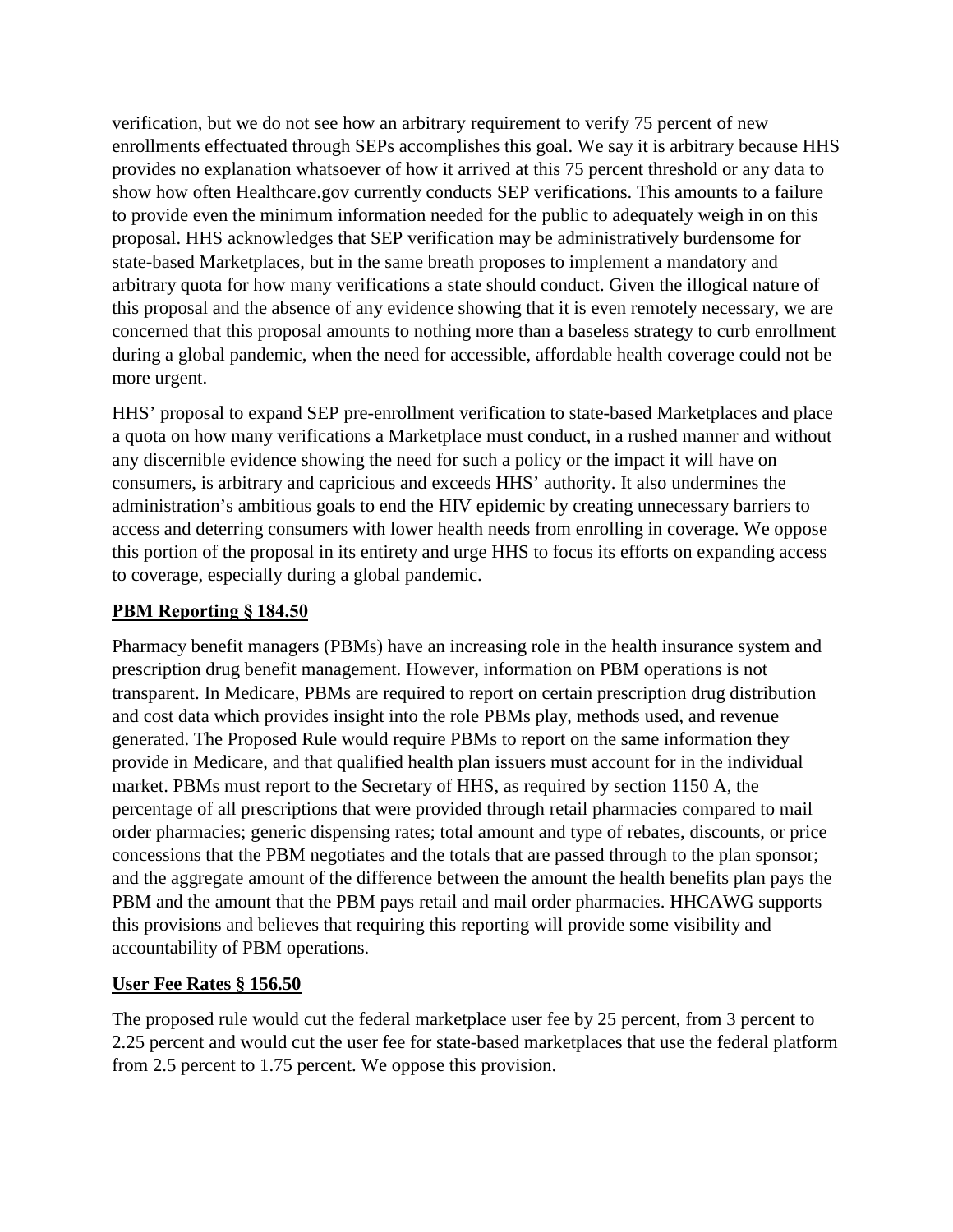verification, but we do not see how an arbitrary requirement to verify 75 percent of new enrollments effectuated through SEPs accomplishes this goal. We say it is arbitrary because HHS provides no explanation whatsoever of how it arrived at this 75 percent threshold or any data to show how often Healthcare.gov currently conducts SEP verifications. This amounts to a failure to provide even the minimum information needed for the public to adequately weigh in on this proposal. HHS acknowledges that SEP verification may be administratively burdensome for state-based Marketplaces, but in the same breath proposes to implement a mandatory and arbitrary quota for how many verifications a state should conduct. Given the illogical nature of this proposal and the absence of any evidence showing that it is even remotely necessary, we are concerned that this proposal amounts to nothing more than a baseless strategy to curb enrollment during a global pandemic, when the need for accessible, affordable health coverage could not be more urgent.

HHS' proposal to expand SEP pre-enrollment verification to state-based Marketplaces and place a quota on how many verifications a Marketplace must conduct, in a rushed manner and without any discernible evidence showing the need for such a policy or the impact it will have on consumers, is arbitrary and capricious and exceeds HHS' authority. It also undermines the administration's ambitious goals to end the HIV epidemic by creating unnecessary barriers to access and deterring consumers with lower health needs from enrolling in coverage. We oppose this portion of the proposal in its entirety and urge HHS to focus its efforts on expanding access to coverage, especially during a global pandemic.

**PBM Reporting § 184.50**

Pharmacy benefit managers (PBMs) have an increasing role in the health insurance system and prescription drug benefit management. However, information on PBM operations is not transparent. In Medicare, PBMs are required to report on certain prescription drug distribution and cost data which provides insight into the role PBMs play, methods used, and revenue generated. The Proposed Rule would require PBMs to report on the same information they provide in Medicare, and that qualified health plan issuers must account for in the individual market. PBMs must report to the Secretary of HHS, as required by section 1150 A, the percentage of all prescriptions that were provided through retail pharmacies compared to mail order pharmacies; generic dispensing rates; total amount and type of rebates, discounts, or price concessions that the PBM negotiates and the totals that are passed through to the plan sponsor; and the aggregate amount of the difference between the amount the health benefits plan pays the PBM and the amount that the PBM pays retail and mail order pharmacies. HHCAWG supports this provisions and believes that requiring this reporting will provide some visibility and accountability of PBM operations.

**User Fee Rates § 156.50**

The proposed rule would cut the federal marketplace user fee by 25 percent, from 3 percent to 2.25 percent and would cut the user fee for state-based marketplaces that use the federal platform from 2.5 percent to 1.75 percent. We oppose this provision.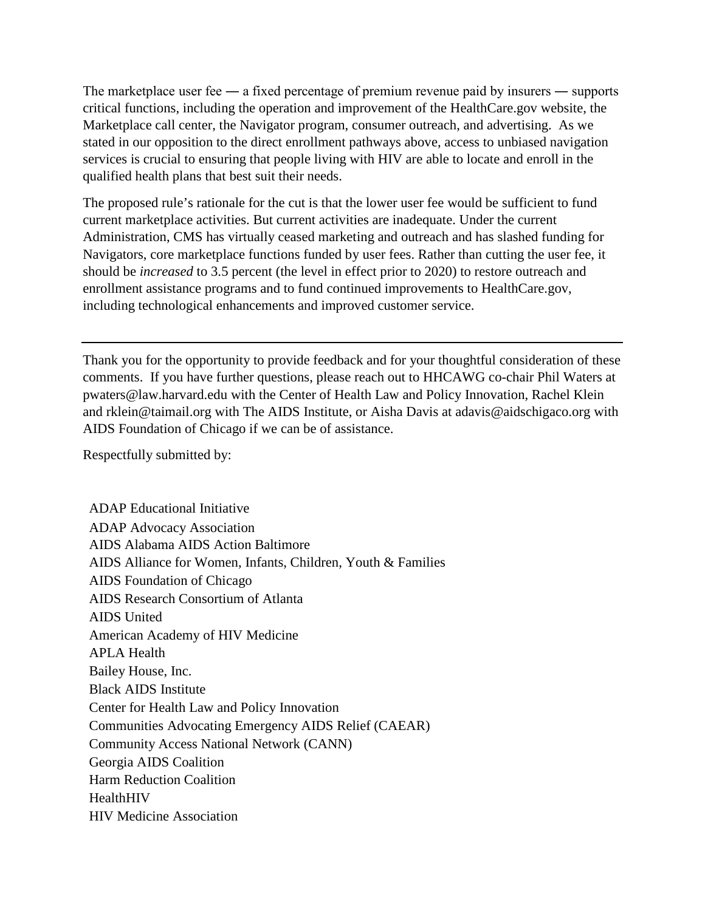The marketplace user fee — a fixed percentage of premium revenue paid by insurers — supports critical functions, including the operation and improvement of the HealthCare.gov website, the Marketplace call center, the Navigator program, consumer outreach, and advertising. As we stated in our opposition to the direct enrollment pathways above, access to unbiased navigation services is crucial to ensuring that people living with HIV are able to locate and enroll in the qualified health plans that best suit their needs.

The proposed rule's rationale for the cut is that the lower user fee would be sufficient to fund current marketplace activities. But current activities are inadequate. Under the current Administration, CMS has virtually ceased marketing and outreach and has slashed funding for Navigators, core marketplace functions funded by user fees. Rather than cutting the user fee, it should be *increased* to 3.5 percent (the level in effect prior to 2020) to restore outreach and enrollment assistance programs and to fund continued improvements to HealthCare.gov, including technological enhancements and improved customer service.

---

Thank you for the opportunity to provide feedback and for your thoughtful consideration of these comments. If you have further questions, please reach out to HHCAWG co-chair Phil Waters at pwaters@law.harvard.edu with the Center of Health Law and Policy Innovation, Rachel Klein and rklein@taimail.org with The AIDS Institute, or Aisha Davis at adavis@aidschigaco.org with AIDS Foundation of Chicago if we can be of assistance.

Respectfully submitted by:

ADAP Educational Initiative
ADAP Advocacy Association
AIDS Alabama AIDS Action Baltimore
AIDS Alliance for Women, Infants, Children, Youth & Families
AIDS Foundation of Chicago
AIDS Research Consortium of Atlanta
AIDS United
American Academy of HIV Medicine
APLA Health
Bailey House, Inc.
Black AIDS Institute
Center for Health Law and Policy Innovation
Communities Advocating Emergency AIDS Relief (CAEAR)
Community Access National Network (CANN)
Georgia AIDS Coalition
Harm Reduction Coalition
HealthHIV
HIV Medicine Association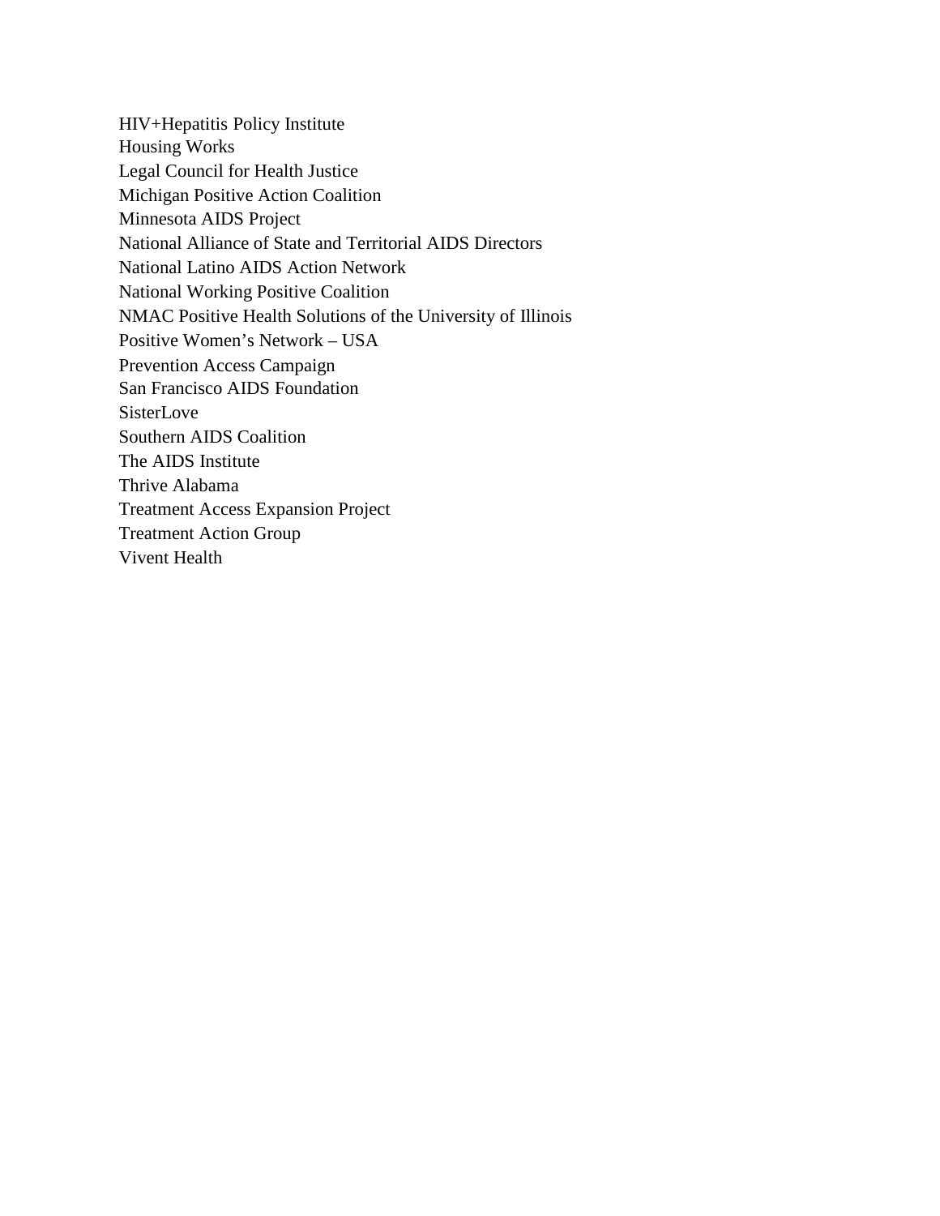HIV+Hepatitis Policy Institute
Housing Works
Legal Council for Health Justice
Michigan Positive Action Coalition
Minnesota AIDS Project
National Alliance of State and Territorial AIDS Directors
National Latino AIDS Action Network
National Working Positive Coalition
NMAC Positive Health Solutions of the University of Illinois
Positive Women's Network – USA
Prevention Access Campaign
San Francisco AIDS Foundation
SisterLove
Southern AIDS Coalition
The AIDS Institute
Thrive Alabama
Treatment Access Expansion Project
Treatment Action Group
Vivent Health